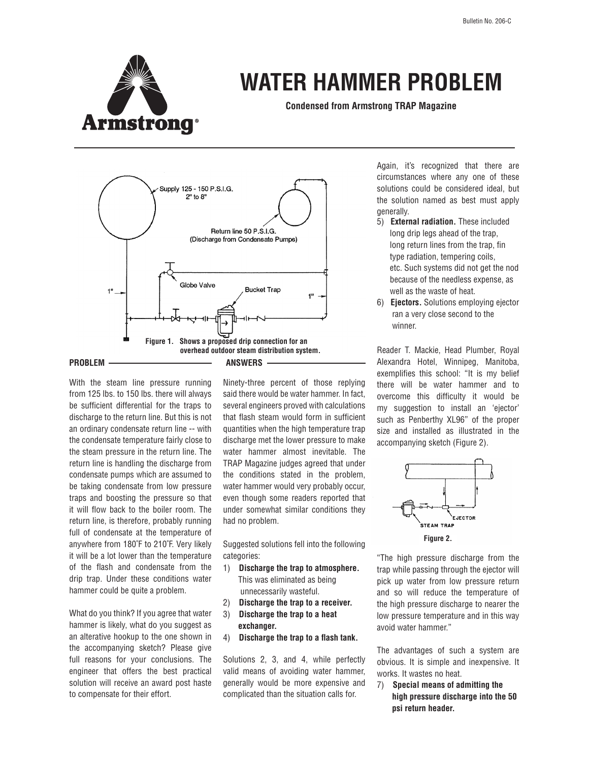# WATER HAMMER PROBLEM

**Condensed from Armstrong TRAP Magazine**

Supply 125 - 150 P.S.I.G. 2" to 8"

Return line 50 P.S.I.G. (Discharge from Condensate Pumps)

Globe Valve

Bucket Trap

1"

1"

**Figure 1. Shows a proposed drip connection for an overhead outdoor steam distribution system.**

## PROBLEM

With the steam line pressure running from 125 lbs. to 150 lbs. there will always be sufficient differential for the traps to discharge to the return line. But this is not an ordinary condensate return line -- with the condensate temperature fairly close to the steam pressure in the return line. The return line is handling the discharge from condensate pumps which are assumed to be taking condensate from low pressure traps and boosting the pressure so that it will flow back to the boiler room. The return line, is therefore, probably running full of condensate at the temperature of anywhere from 180˚F to 210˚F. Very likely it will be a lot lower than the temperature of the flash and condensate from the drip trap. Under these conditions water hammer could be quite a problem.

What do you think? If you agree that water hammer is likely, what do you suggest as an alterative hookup to the one shown in the accompanying sketch? Please give full reasons for your conclusions. The engineer that offers the best practical solution will receive an award post haste to compensate for their effort.

## ANSWERS

Ninety-three percent of those replying said there would be water hammer. In fact, several engineers proved with calculations that flash steam would form in sufficient quantities when the high temperature trap discharge met the lower pressure to make water hammer almost inevitable. The TRAP Magazine judges agreed that under the conditions stated in the problem, water hammer would very probably occur, even though some readers reported that under somewhat similar conditions they had no problem.

Suggested solutions fell into the following categories:

1) **Discharge the trap to atmosphere.** This was eliminated as being unnecessarily wasteful.
2) **Discharge the trap to a receiver.**
3) **Discharge the trap to a heat exchanger.**
4) **Discharge the trap to a flash tank.**

Solutions 2, 3, and 4, while perfectly valid means of avoiding water hammer, generally would be more expensive and complicated than the situation calls for.

Again, it's recognized that there are circumstances where any one of these solutions could be considered ideal, but the solution named as best must apply generally.

5) **External radiation.** These included long drip legs ahead of the trap, long return lines from the trap, fin type radiation, tempering coils, etc. Such systems did not get the nod because of the needless expense, as well as the waste of heat.
6) **Ejectors.** Solutions employing ejector ran a very close second to the winner.

Reader T. Mackie, Head Plumber, Royal Alexandra Hotel, Winnipeg, Manitoba, exemplifies this school: "It is my belief there will be water hammer and to overcome this difficulty it would be my suggestion to install an 'ejector' such as Penberthy XL96" of the proper size and installed as illustrated in the accompanying sketch (Figure 2).

STEAM TRAP

EJECTOR

**Figure 2.**

"The high pressure discharge from the trap while passing through the ejector will pick up water from low pressure return and so will reduce the temperature of the high pressure discharge to nearer the low pressure temperature and in this way avoid water hammer."

The advantages of such a system are obvious. It is simple and inexpensive. It works. It wastes no heat.

7) **Special means of admitting the high pressure discharge into the 50 psi return header.**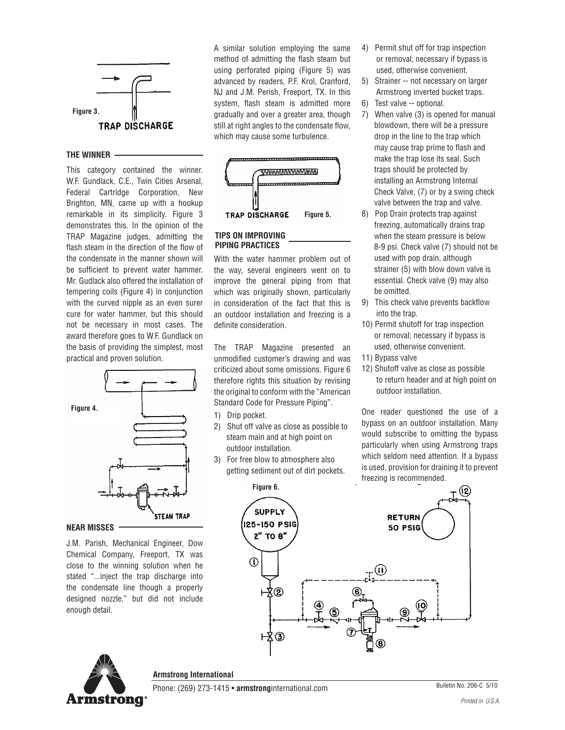Figure 3.

TRAP DISCHARGE

### THE WINNER

This category contained the winner. W.F. Gundlack, C.E., Twin Cities Arsenal, Federal Cartridge Corporation, New Brighton, MN, came up with a hookup remarkable in its simplicity. Figure 3 demonstrates this. In the opinion of the TRAP Magazine judges, admitting the flash steam in the direction of the flow of the condensate in the manner shown will be sufficient to prevent water hammer. Mr. Gudlack also offered the installation of tempering coils (Figure 4) in conjunction with the curved nipple as an even surer cure for water hammer, but this should not be necessary in most cases. The award therefore goes to W.F. Gundlack on the basis of providing the simplest, most practical and proven solution.

Figure 4.

STEAM TRAP

### NEAR MISSES

J.M. Parish, Mechanical Engineer, Dow Chemical Company, Freeport, TX was close to the winning solution when he stated "...inject the trap discharge into the condensate line though a properly designed nozzle," but did not include enough detail.

A similar solution employing the same method of admitting the flash steam but using perforated piping (Figure 5) was advanced by readers, P.F. Krol, Cranford, NJ and J.M. Perish, Freeport, TX. In this system, flash steam is admitted more gradually and over a greater area, though still at right angles to the condensate flow, which may cause some turbulence.

TRAP DISCHARGE

Figure 5.

### TIPS ON IMPROVING PIPING PRACTICES

With the water hammer problem out of the way, several engineers went on to improve the general piping from that which was originally shown, particularly in consideration of the fact that this is an outdoor installation and freezing is a definite consideration.

The TRAP Magazine presented an unmodified customer's drawing and was criticized about some omissions. Figure 6 therefore rights this situation by revising the original to conform with the "American Standard Code for Pressure Piping".

1) Drip pocket.
2) Shut off valve as close as possible to steam main and at high point on outdoor installation.
3) For free blow to atmosphere also getting sediment out of dirt pockets.
4) Permit shut off for trap inspection or removal; necessary if bypass is used, otherwise convenient.
5) Strainer -- not necessary on larger Armstrong inverted bucket traps.
6) Test valve -- optional.
7) When valve (3) is opened for manual blowdown, there will be a pressure drop in the line to the trap which may cause trap prime to flash and make the trap lose its seal. Such traps should be protected by installing an Armstrong Internal Check Valve, (7) or by a swing check valve between the trap and valve.
8) Pop Drain protects trap against freezing, automatically drains trap when the steam pressure is below 8-9 psi. Check valve (7) should not be used with pop drain, although strainer (5) with blow down valve is essential. Check valve (9) may also be omitted.
9) This check valve prevents backflow into the trap.
10) Permit shutoff for trap inspection or removal; necessary if bypass is used, otherwise convenient.
11) Bypass valve
12) Shutoff valve as close as possible to return header and at high point on outdoor installation.

One reader questioned the use of a bypass on an outdoor installation. Many would subscribe to omitting the bypass particularly when using Armstrong traps which seldom need attention. If a bypass is used, provision for draining it to prevent freezing is recommended.

Figure 6.

SUPPLY
125-150 PSIG
2" TO 8"

RETURN
50 PSIG

Armstrong International

Phone: (269) 273-1415 • armstronginternational.com

Bulletin No. 206-C 5/10

Printed in U.S.A.